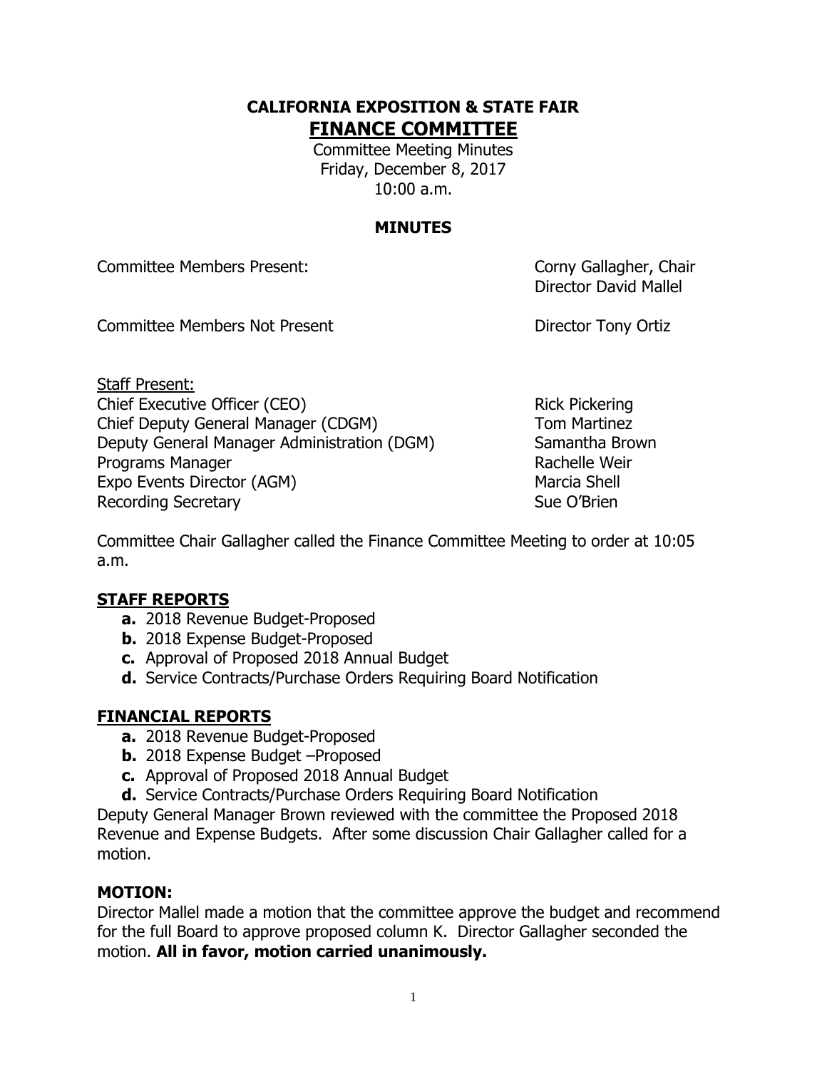**CALIFORNIA EXPOSITION & STATE FAIR**

# FINANCE COMMITTEE

Committee Meeting Minutes
Friday, December 8, 2017
10:00 a.m.

## MINUTES

Committee Members Present: Corny Gallagher, Chair
Director David Mallel

Committee Members Not Present: Director Tony Ortiz

Staff Present:

| | |
|---|---|
| Chief Executive Officer (CEO) | Rick Pickering |
| Chief Deputy General Manager (CDGM) | Tom Martinez |
| Deputy General Manager Administration (DGM) | Samantha Brown |
| Programs Manager | Rachelle Weir |
| Expo Events Director (AGM) | Marcia Shell |
| Recording Secretary | Sue O'Brien |

Committee Chair Gallagher called the Finance Committee Meeting to order at 10:05 a.m.

## STAFF REPORTS

- **a.** 2018 Revenue Budget-Proposed
- **b.** 2018 Expense Budget-Proposed
- **c.** Approval of Proposed 2018 Annual Budget
- **d.** Service Contracts/Purchase Orders Requiring Board Notification

## FINANCIAL REPORTS

- **a.** 2018 Revenue Budget-Proposed
- **b.** 2018 Expense Budget –Proposed
- **c.** Approval of Proposed 2018 Annual Budget
- **d.** Service Contracts/Purchase Orders Requiring Board Notification

Deputy General Manager Brown reviewed with the committee the Proposed 2018 Revenue and Expense Budgets. After some discussion Chair Gallagher called for a motion.

### MOTION:

Director Mallel made a motion that the committee approve the budget and recommend for the full Board to approve proposed column K. Director Gallagher seconded the motion. **All in favor, motion carried unanimously.**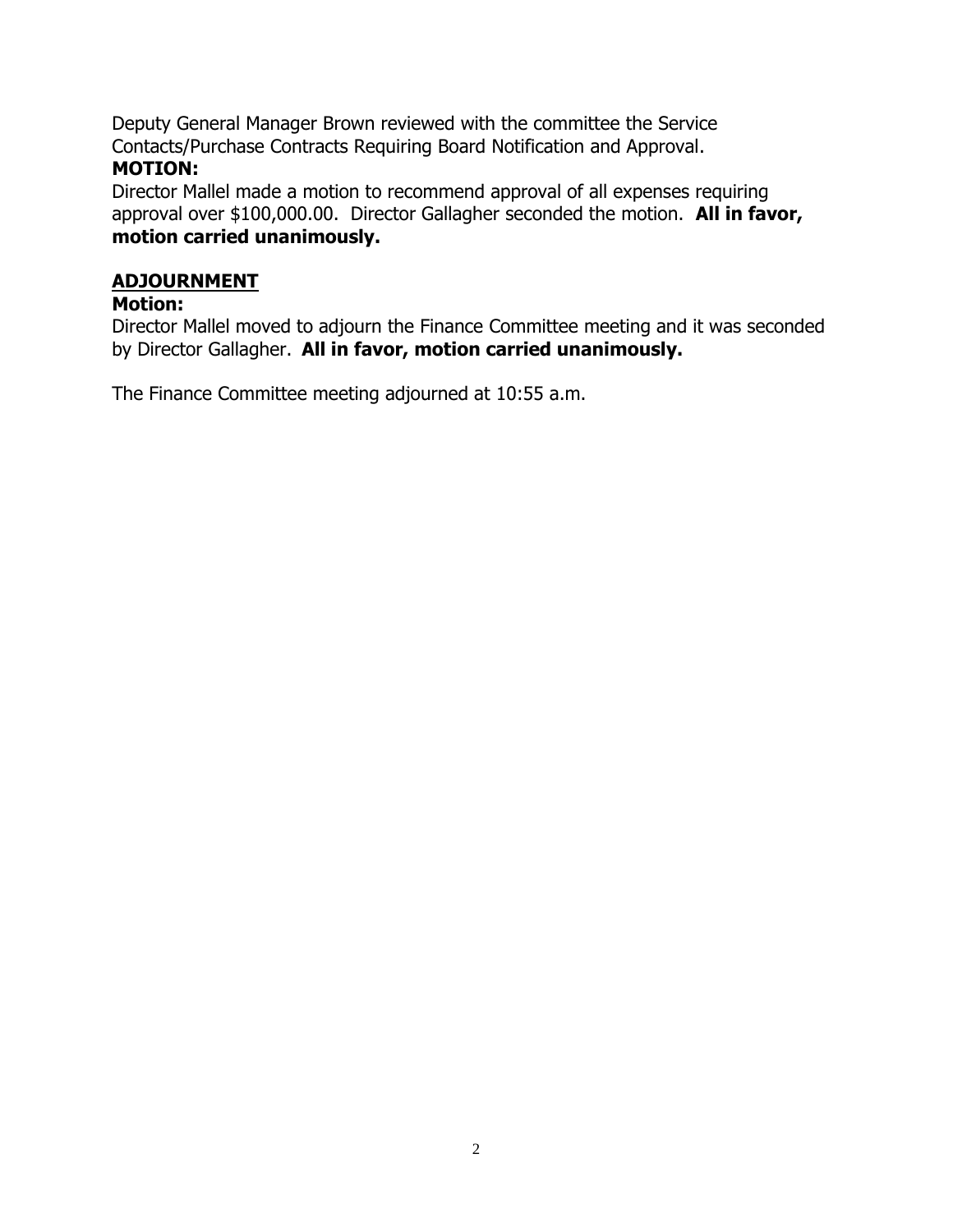Deputy General Manager Brown reviewed with the committee the Service Contacts/Purchase Contracts Requiring Board Notification and Approval.

**MOTION:**

Director Mallel made a motion to recommend approval of all expenses requiring approval over $100,000.00. Director Gallagher seconded the motion. **All in favor, motion carried unanimously.**

## ADJOURNMENT

**Motion:**

Director Mallel moved to adjourn the Finance Committee meeting and it was seconded by Director Gallagher. **All in favor, motion carried unanimously.**

The Finance Committee meeting adjourned at 10:55 a.m.